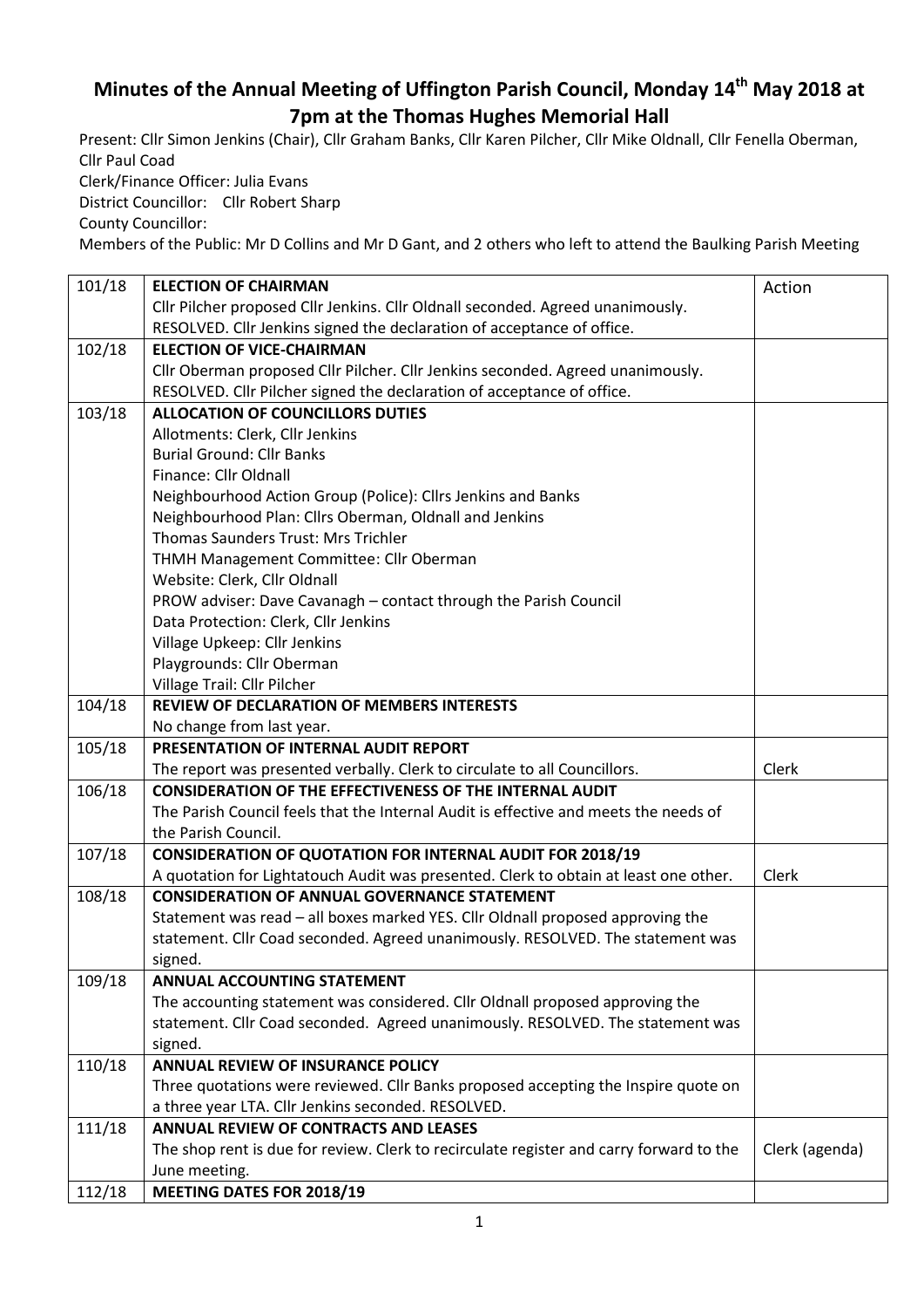# Minutes of the Annual Meeting of Uffington Parish Council, Monday 14th May 2018 at 7pm at the Thomas Hughes Memorial Hall

Present: Cllr Simon Jenkins (Chair), Cllr Graham Banks, Cllr Karen Pilcher, Cllr Mike Oldnall, Cllr Fenella Oberman, Cllr Paul Coad

Clerk/Finance Officer: Julia Evans

District Councillor: Cllr Robert Sharp

County Councillor:

Members of the Public: Mr D Collins and Mr D Gant, and 2 others who left to attend the Baulking Parish Meeting

| | | Action |
|---|---|---|
| 101/18 | **ELECTION OF CHAIRMAN**<br>Cllr Pilcher proposed Cllr Jenkins. Cllr Oldnall seconded. Agreed unanimously. RESOLVED. Cllr Jenkins signed the declaration of acceptance of office. | |
| 102/18 | **ELECTION OF VICE-CHAIRMAN**<br>Cllr Oberman proposed Cllr Pilcher. Cllr Jenkins seconded. Agreed unanimously. RESOLVED. Cllr Pilcher signed the declaration of acceptance of office. | |
| 103/18 | **ALLOCATION OF COUNCILLORS DUTIES**<br>Allotments: Clerk, Cllr Jenkins<br>Burial Ground: Cllr Banks<br>Finance: Cllr Oldnall<br>Neighbourhood Action Group (Police): Cllrs Jenkins and Banks<br>Neighbourhood Plan: Cllrs Oberman, Oldnall and Jenkins<br>Thomas Saunders Trust: Mrs Trichler<br>THMH Management Committee: Cllr Oberman<br>Website: Clerk, Cllr Oldnall<br>PROW adviser: Dave Cavanagh – contact through the Parish Council<br>Data Protection: Clerk, Cllr Jenkins<br>Village Upkeep: Cllr Jenkins<br>Playgrounds: Cllr Oberman<br>Village Trail: Cllr Pilcher | |
| 104/18 | **REVIEW OF DECLARATION OF MEMBERS INTERESTS**<br>No change from last year. | |
| 105/18 | **PRESENTATION OF INTERNAL AUDIT REPORT**<br>The report was presented verbally. Clerk to circulate to all Councillors. | Clerk |
| 106/18 | **CONSIDERATION OF THE EFFECTIVENESS OF THE INTERNAL AUDIT**<br>The Parish Council feels that the Internal Audit is effective and meets the needs of the Parish Council. | |
| 107/18 | **CONSIDERATION OF QUOTATION FOR INTERNAL AUDIT FOR 2018/19**<br>A quotation for Lightatouch Audit was presented. Clerk to obtain at least one other. | Clerk |
| 108/18 | **CONSIDERATION OF ANNUAL GOVERNANCE STATEMENT**<br>Statement was read – all boxes marked YES. Cllr Oldnall proposed approving the statement. Cllr Coad seconded. Agreed unanimously. RESOLVED. The statement was signed. | |
| 109/18 | **ANNUAL ACCOUNTING STATEMENT**<br>The accounting statement was considered. Cllr Oldnall proposed approving the statement. Cllr Coad seconded. Agreed unanimously. RESOLVED. The statement was signed. | |
| 110/18 | **ANNUAL REVIEW OF INSURANCE POLICY**<br>Three quotations were reviewed. Cllr Banks proposed accepting the Inspire quote on a three year LTA. Cllr Jenkins seconded. RESOLVED. | |
| 111/18 | **ANNUAL REVIEW OF CONTRACTS AND LEASES**<br>The shop rent is due for review. Clerk to recirculate register and carry forward to the June meeting. | Clerk (agenda) |
| 112/18 | **MEETING DATES FOR 2018/19** | |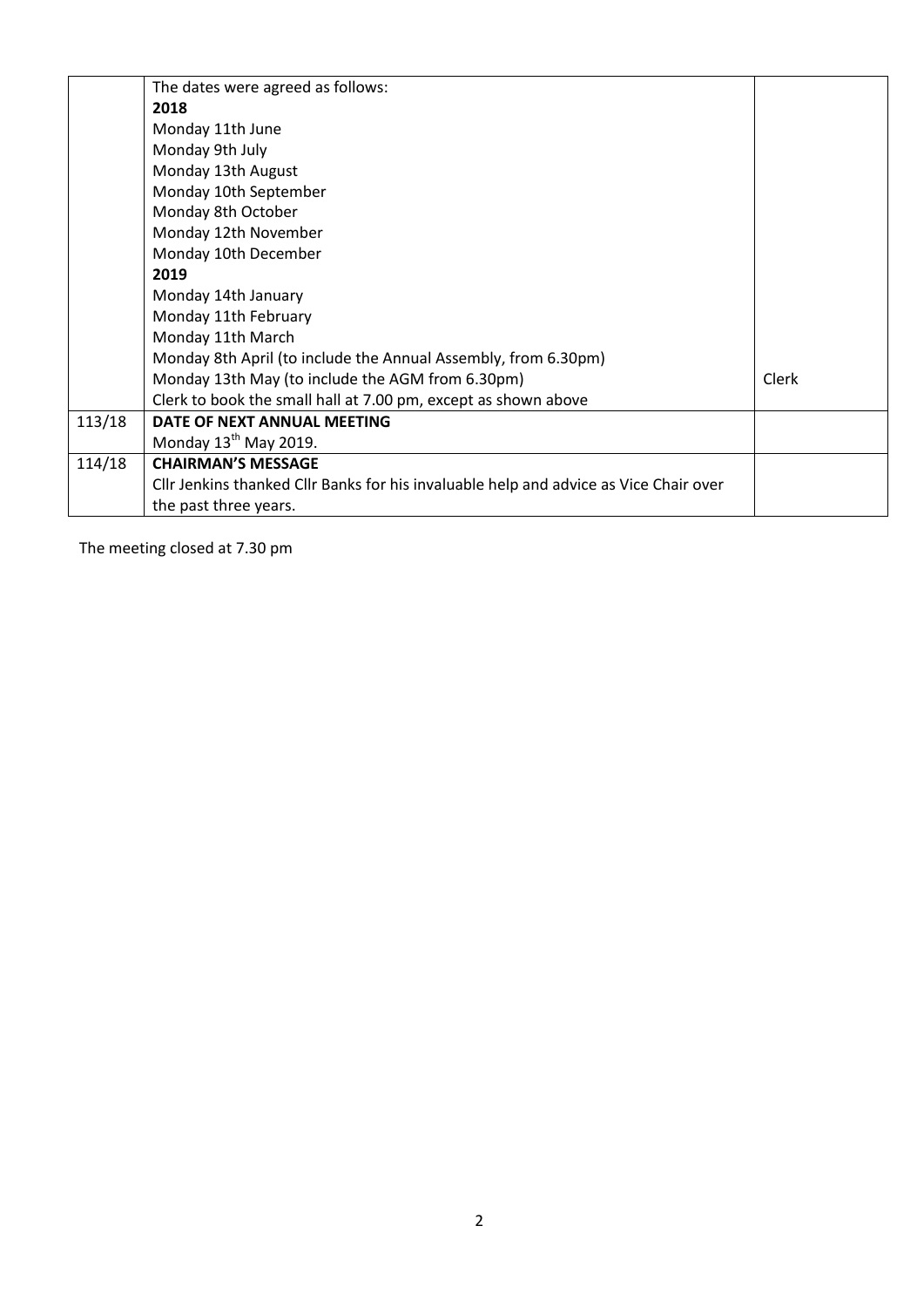| | | |
|---|---|---|
| | The dates were agreed as follows:<br>**2018**<br>Monday 11th June<br>Monday 9th July<br>Monday 13th August<br>Monday 10th September<br>Monday 8th October<br>Monday 12th November<br>Monday 10th December<br>**2019**<br>Monday 14th January<br>Monday 11th February<br>Monday 11th March<br>Monday 8th April (to include the Annual Assembly, from 6.30pm)<br>Monday 13th May (to include the AGM from 6.30pm)<br>Clerk to book the small hall at 7.00 pm, except as shown above | Clerk |
| 113/18 | **DATE OF NEXT ANNUAL MEETING**<br>Monday 13th May 2019. | |
| 114/18 | **CHAIRMAN'S MESSAGE**<br>Cllr Jenkins thanked Cllr Banks for his invaluable help and advice as Vice Chair over the past three years. | |

The meeting closed at 7.30 pm